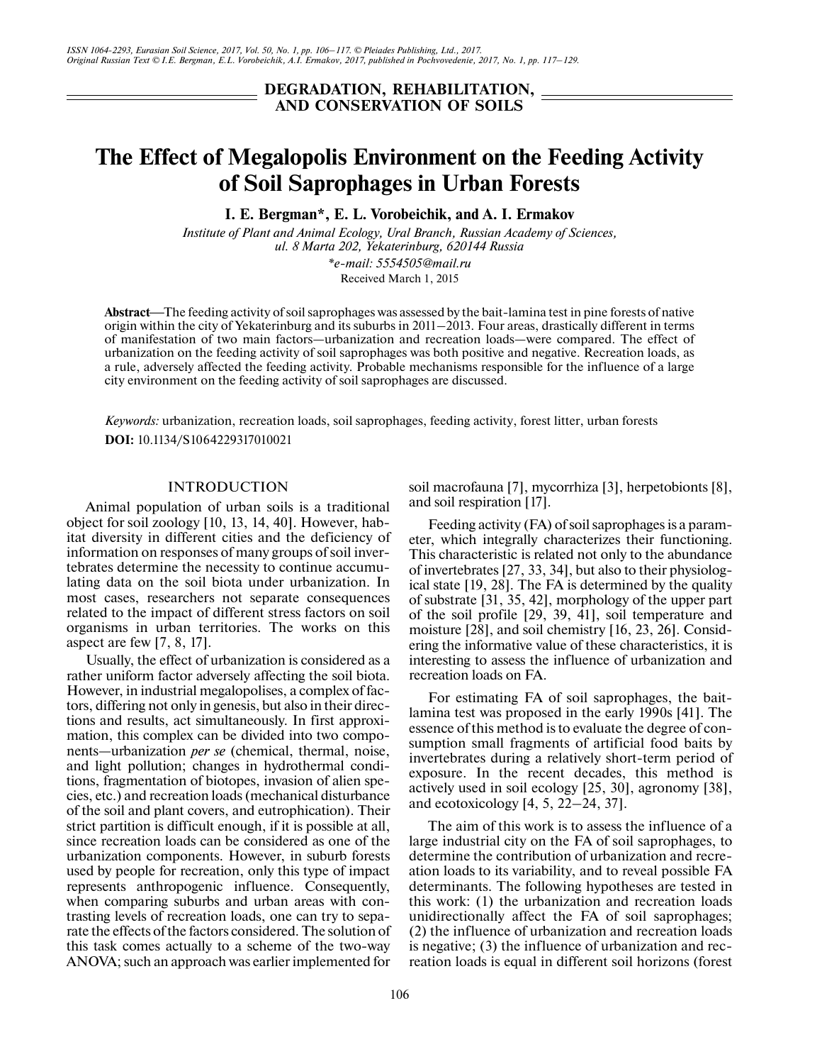## DEGRADATION, REHABILITATION, AND CONSERVATION OF SOILS

# The Effect of Megalopolis Environment on the Feeding Activity of Soil Saprophages in Urban Forests

**I. E. Bergman\*, E. L. Vorobeichik, and A. I. Ermakov**

*Institute of Plant and Animal Ecology, Ural Branch, Russian Academy of Sciences, ul. 8 Marta 202, Yekaterinburg, 620144 Russia*

*\*e-mail: 5554505@mail.ru*

Received March 1, 2015

**Abstract**—The feeding activity of soil saprophages was assessed by the bait-lamina test in pine forests of native origin within the city of Yekaterinburg and its suburbs in 2011–2013. Four areas, drastically different in terms of manifestation of two main factors—urbanization and recreation loads—were compared. The effect of urbanization on the feeding activity of soil saprophages was both positive and negative. Recreation loads, as a rule, adversely affected the feeding activity. Probable mechanisms responsible for the influence of a large city environment on the feeding activity of soil saprophages are discussed.

*Keywords:* urbanization, recreation loads, soil saprophages, feeding activity, forest litter, urban forests

**DOI:** 10.1134/S1064229317010021

## INTRODUCTION

Animal population of urban soils is a traditional object for soil zoology [10, 13, 14, 40]. However, habitat diversity in different cities and the deficiency of information on responses of many groups of soil invertebrates determine the necessity to continue accumulating data on the soil biota under urbanization. In most cases, researchers not separate consequences related to the impact of different stress factors on soil organisms in urban territories. The works on this aspect are few [7, 8, 17].

Usually, the effect of urbanization is considered as a rather uniform factor adversely affecting the soil biota. However, in industrial megalopolises, a complex of factors, differing not only in genesis, but also in their directions and results, act simultaneously. In first approximation, this complex can be divided into two components—urbanization *per se* (chemical, thermal, noise, and light pollution; changes in hydrothermal conditions, fragmentation of biotopes, invasion of alien species, etc.) and recreation loads (mechanical disturbance of the soil and plant covers, and eutrophication). Their strict partition is difficult enough, if it is possible at all, since recreation loads can be considered as one of the urbanization components. However, in suburb forests used by people for recreation, only this type of impact represents anthropogenic influence. Consequently, when comparing suburbs and urban areas with contrasting levels of recreation loads, one can try to separate the effects of the factors considered. The solution of this task comes actually to a scheme of the two-way ANOVA; such an approach was earlier implemented for soil macrofauna [7], mycorrhiza [3], herpetobionts [8], and soil respiration [17].

Feeding activity (FA) of soil saprophages is a parameter, which integrally characterizes their functioning. This characteristic is related not only to the abundance of invertebrates [27, 33, 34], but also to their physiological state [19, 28]. The FA is determined by the quality of substrate [31, 35, 42], morphology of the upper part of the soil profile [29, 39, 41], soil temperature and moisture [28], and soil chemistry [16, 23, 26]. Considering the informative value of these characteristics, it is interesting to assess the influence of urbanization and recreation loads on FA.

For estimating FA of soil saprophages, the bait-lamina test was proposed in the early 1990s [41]. The essence of this method is to evaluate the degree of consumption small fragments of artificial food baits by invertebrates during a relatively short-term period of exposure. In the recent decades, this method is actively used in soil ecology [25, 30], agronomy [38], and ecotoxicology [4, 5, 22–24, 37].

The aim of this work is to assess the influence of a large industrial city on the FA of soil saprophages, to determine the contribution of urbanization and recreation loads to its variability, and to reveal possible FA determinants. The following hypotheses are tested in this work: (1) the urbanization and recreation loads unidirectionally affect the FA of soil saprophages; (2) the influence of urbanization and recreation loads is negative; (3) the influence of urbanization and recreation loads is equal in different soil horizons (forest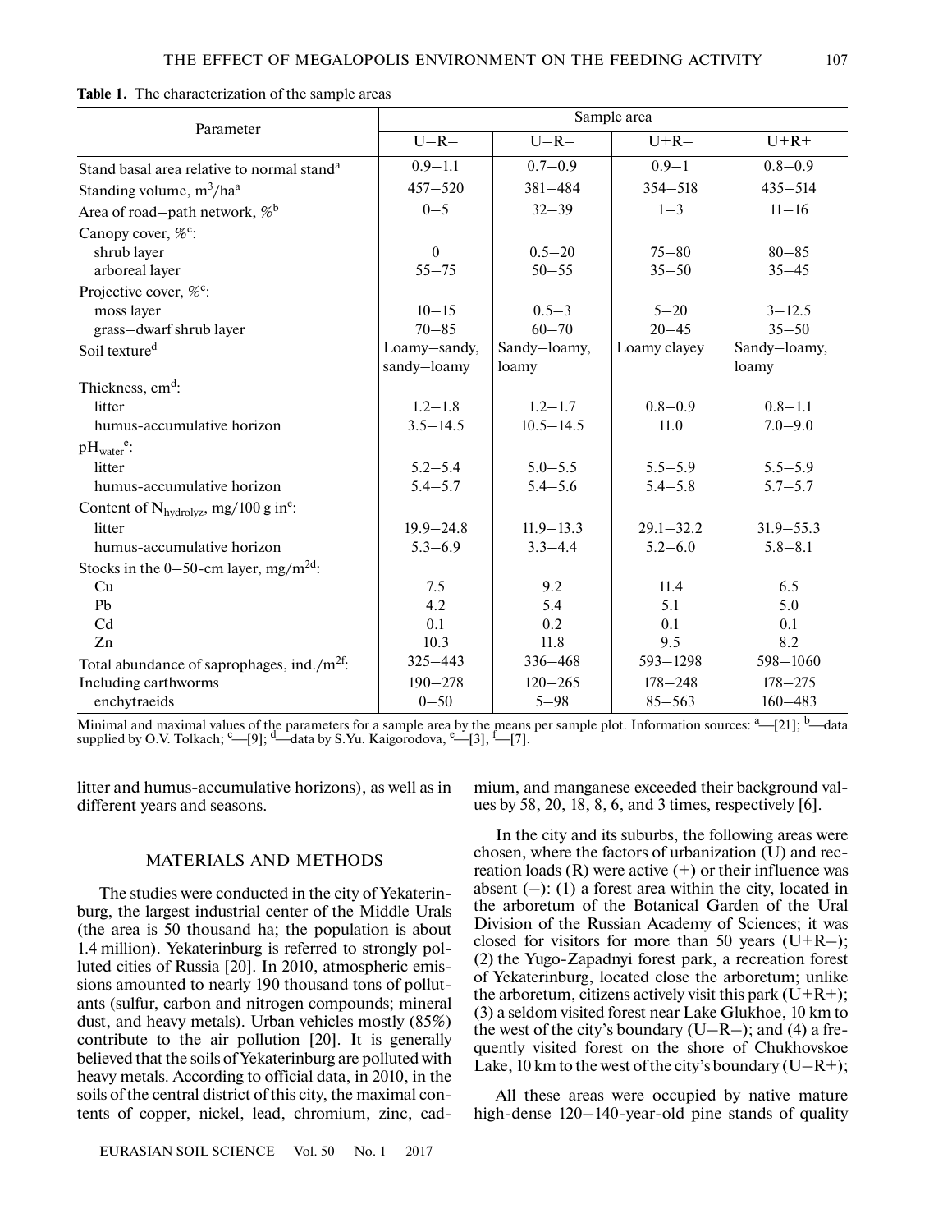**Table 1.** The characterization of the sample areas

| Parameter | Sample area | | | |
|---|---|---|---|---|
| | U–R– | U–R– | U+R– | U+R+ |
| Stand basal area relative to normal stand[a] | 0.9–1.1 | 0.7–0.9 | 0.9–1 | 0.8–0.9 |
| Standing volume, $m^3$/ha[a] | 457–520 | 381–484 | 354–518 | 435–514 |
| Area of road–path network, %[b] | 0–5 | 32–39 | 1–3 | 11–16 |
| Canopy cover, %[c]: | | | | |
| shrub layer | 0 | 0.5–20 | 75–80 | 80–85 |
| arboreal layer | 55–75 | 50–55 | 35–50 | 35–45 |
| Projective cover, %[c]: | | | | |
| moss layer | 10–15 | 0.5–3 | 5–20 | 3–12.5 |
| grass–dwarf shrub layer | 70–85 | 60–70 | 20–45 | 35–50 |
| Soil texture[d] | Loamy–sandy, sandy–loamy | Sandy–loamy, loamy | Loamy clayey | Sandy–loamy, loamy |
| Thickness, cm[d]: | | | | |
| litter | 1.2–1.8 | 1.2–1.7 | 0.8–0.9 | 0.8–1.1 |
| humus-accumulative horizon | 3.5–14.5 | 10.5–14.5 | 11.0 | 7.0–9.0 |
| $pH_{water}$[e]: | | | | |
| litter | 5.2–5.4 | 5.0–5.5 | 5.5–5.9 | 5.5–5.9 |
| humus-accumulative horizon | 5.4–5.7 | 5.4–5.6 | 5.4–5.8 | 5.7–5.7 |
| Content of $N_{hydrolyz}$, mg/100 g in[e]: | | | | |
| litter | 19.9–24.8 | 11.9–13.3 | 29.1–32.2 | 31.9–55.3 |
| humus-accumulative horizon | 5.3–6.9 | 3.3–4.4 | 5.2–6.0 | 5.8–8.1 |
| Stocks in the 0–50-cm layer, mg/$m^2$[d]: | | | | |
| Cu | 7.5 | 9.2 | 11.4 | 6.5 |
| Pb | 4.2 | 5.4 | 5.1 | 5.0 |
| Cd | 0.1 | 0.2 | 0.1 | 0.1 |
| Zn | 10.3 | 11.8 | 9.5 | 8.2 |
| Total abundance of saprophages, ind./$m^2$[f]: | 325–443 | 336–468 | 593–1298 | 598–1060 |
| Including earthworms | 190–278 | 120–265 | 178–248 | 178–275 |
| enchytraeids | 0–50 | 5–98 | 85–563 | 160–483 |

Minimal and maximal values of the parameters for a sample area by the means per sample plot. Information sources: [a]—[21]; [b]—data supplied by O.V. Tolkach; [c]—[9]; [d]—data by S.Yu. Kaigorodova, [e]—[3], [f]—[7].

litter and humus-accumulative horizons), as well as in different years and seasons.

## MATERIALS AND METHODS

The studies were conducted in the city of Yekaterinburg, the largest industrial center of the Middle Urals (the area is 50 thousand ha; the population is about 1.4 million). Yekaterinburg is referred to strongly polluted cities of Russia [20]. In 2010, atmospheric emissions amounted to nearly 190 thousand tons of pollutants (sulfur, carbon and nitrogen compounds; mineral dust, and heavy metals). Urban vehicles mostly (85%) contribute to the air pollution [20]. It is generally believed that the soils of Yekaterinburg are polluted with heavy metals. According to official data, in 2010, in the soils of the central district of this city, the maximal contents of copper, nickel, lead, chromium, zinc, cadmium, and manganese exceeded their background values by 58, 20, 18, 8, 6, and 3 times, respectively [6].

In the city and its suburbs, the following areas were chosen, where the factors of urbanization (U) and recreation loads (R) were active (+) or their influence was absent (–): (1) a forest area within the city, located in the arboretum of the Botanical Garden of the Ural Division of the Russian Academy of Sciences; it was closed for visitors for more than 50 years (U+R–); (2) the Yugo-Zapadnyi forest park, a recreation forest of Yekaterinburg, located close the arboretum; unlike the arboretum, citizens actively visit this park (U+R+); (3) a seldom visited forest near Lake Glukhoe, 10 km to the west of the city's boundary (U–R–); and (4) a frequently visited forest on the shore of Chukhovskoe Lake, 10 km to the west of the city's boundary (U–R+);

All these areas were occupied by native mature high-dense 120–140-year-old pine stands of quality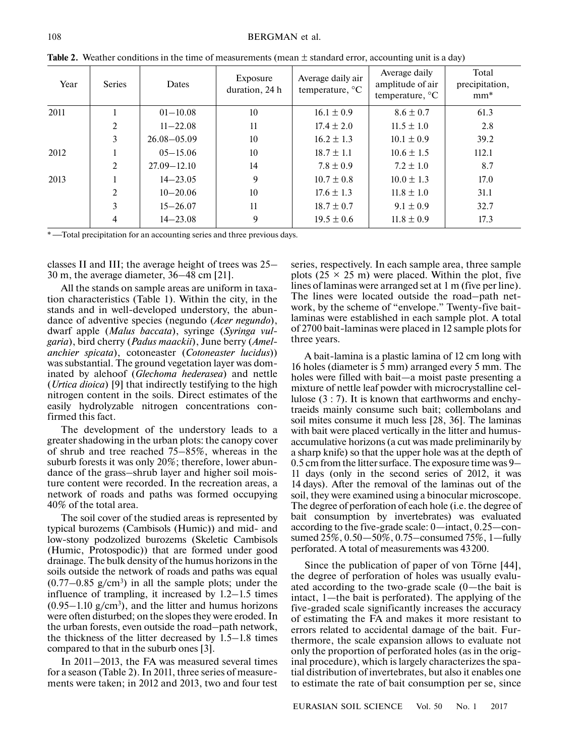**Table 2.** Weather conditions in the time of measurements (mean ± standard error, accounting unit is a day)

| Year | Series | Dates | Exposure duration, 24 h | Average daily air temperature, °C | Average daily amplitude of air temperature, °C | Total precipitation, mm* |
|---|---|---|---|---|---|---|
| 2011 | 1 | 01–10.08 | 10 | 16.1 ± 0.9 | 8.6 ± 0.7 | 61.3 |
| | 2 | 11–22.08 | 11 | 17.4 ± 2.0 | 11.5 ± 1.0 | 2.8 |
| | 3 | 26.08–05.09 | 10 | 16.2 ± 1.3 | 10.1 ± 0.9 | 39.2 |
| 2012 | 1 | 05–15.06 | 10 | 18.7 ± 1.1 | 10.6 ± 1.5 | 112.1 |
| | 2 | 27.09–12.10 | 14 | 7.8 ± 0.9 | 7.2 ± 1.0 | 8.7 |
| 2013 | 1 | 14–23.05 | 9 | 10.7 ± 0.8 | 10.0 ± 1.3 | 17.0 |
| | 2 | 10–20.06 | 10 | 17.6 ± 1.3 | 11.8 ± 1.0 | 31.1 |
| | 3 | 15–26.07 | 11 | 18.7 ± 0.7 | 9.1 ± 0.9 | 32.7 |
| | 4 | 14–23.08 | 9 | 19.5 ± 0.6 | 11.8 ± 0.9 | 17.3 |

* —Total precipitation for an accounting series and three previous days.

classes II and III; the average height of trees was 25–30 m, the average diameter, 36–48 cm [21].

All the stands on sample areas are uniform in taxation characteristics (Table 1). Within the city, in the stands and in well-developed understory, the abundance of adventive species (negundo (*Acer negundo*), dwarf apple (*Malus baccata*), syringe (*Syringa vulgaria*), bird cherry (*Padus maackii*), June berry (*Amelanchier spicata*), cotoneaster (*Cotoneaster lucidus*)) was substantial. The ground vegetation layer was dominated by alehoof (*Glechoma hederasea*) and nettle (*Urtica dioica*) [9] that indirectly testifying to the high nitrogen content in the soils. Direct estimates of the easily hydrolyzable nitrogen concentrations confirmed this fact.

The development of the understory leads to a greater shadowing in the urban plots: the canopy cover of shrub and tree reached 75–85%, whereas in the suburb forests it was only 20%; therefore, lower abundance of the grass–shrub layer and higher soil moisture content were recorded. In the recreation areas, a network of roads and paths was formed occupying 40% of the total area.

The soil cover of the studied areas is represented by typical burozems (Cambisols (Humic)) and mid- and low-stony podzolized burozems (Skeletic Cambisols (Humic, Protospodic)) that are formed under good drainage. The bulk density of the humus horizons in the soils outside the network of roads and paths was equal (0.77–0.85 g/cm$^3$) in all the sample plots; under the influence of trampling, it increased by 1.2–1.5 times (0.95–1.10 g/cm$^3$), and the litter and humus horizons were often disturbed; on the slopes they were eroded. In the urban forests, even outside the road–path network, the thickness of the litter decreased by 1.5–1.8 times compared to that in the suburb ones [3].

In 2011–2013, the FA was measured several times for a season (Table 2). In 2011, three series of measurements were taken; in 2012 and 2013, two and four test series, respectively. In each sample area, three sample plots (25 × 25 m) were placed. Within the plot, five lines of laminas were arranged set at 1 m (five per line). The lines were located outside the road–path network, by the scheme of "envelope." Twenty-five bait-laminas were established in each sample plot. A total of 2700 bait-laminas were placed in 12 sample plots for three years.

A bait-lamina is a plastic lamina of 12 cm long with 16 holes (diameter is 5 mm) arranged every 5 mm. The holes were filled with bait—a moist paste presenting a mixture of nettle leaf powder with microcrystalline cellulose (3 : 7). It is known that earthworms and enchytraeids mainly consume such bait; collembolans and soil mites consume it much less [28, 36]. The laminas with bait were placed vertically in the litter and humus-accumulative horizons (a cut was made preliminarily by a sharp knife) so that the upper hole was at the depth of 0.5 cm from the litter surface. The exposure time was 9–11 days (only in the second series of 2012, it was 14 days). After the removal of the laminas out of the soil, they were examined using a binocular microscope. The degree of perforation of each hole (i.e. the degree of bait consumption by invertebrates) was evaluated according to the five-grade scale: 0—intact, 0.25—consumed 25%, 0.50—50%, 0.75–consumed 75%, 1—fully perforated. A total of measurements was 43200.

Since the publication of paper of von Törne [44], the degree of perforation of holes was usually evaluated according to the two-grade scale (0—the bait is intact, 1—the bait is perforated). The applying of the five-graded scale significantly increases the accuracy of estimating the FA and makes it more resistant to errors related to accidental damage of the bait. Furthermore, the scale expansion allows to evaluate not only the proportion of perforated holes (as in the original procedure), which is largely characterizes the spatial distribution of invertebrates, but also it enables one to estimate the rate of bait consumption per se, since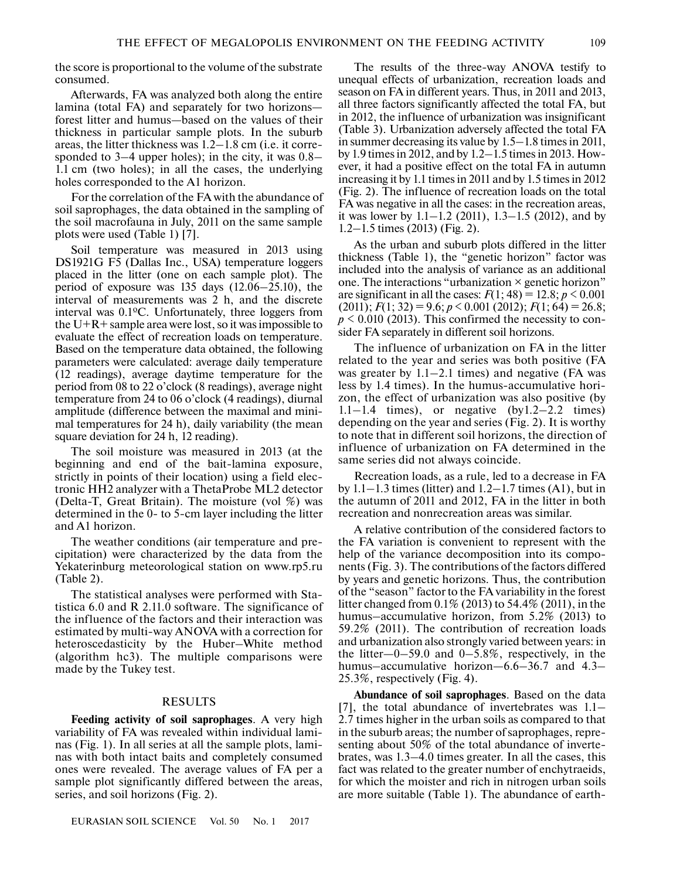the score is proportional to the volume of the substrate consumed.

Afterwards, FA was analyzed both along the entire lamina (total FA) and separately for two horizons—forest litter and humus—based on the values of their thickness in particular sample plots. In the suburb areas, the litter thickness was 1.2–1.8 cm (i.e. it corresponded to 3–4 upper holes); in the city, it was 0.8–1.1 cm (two holes); in all the cases, the underlying holes corresponded to the A1 horizon.

For the correlation of the FA with the abundance of soil saprophages, the data obtained in the sampling of the soil macrofauna in July, 2011 on the same sample plots were used (Table 1) [7].

Soil temperature was measured in 2013 using DS1921G F5 (Dallas Inc., USA) temperature loggers placed in the litter (one on each sample plot). The period of exposure was 135 days (12.06–25.10), the interval of measurements was 2 h, and the discrete interval was 0.1°C. Unfortunately, three loggers from the U+R+ sample area were lost, so it was impossible to evaluate the effect of recreation loads on temperature. Based on the temperature data obtained, the following parameters were calculated: average daily temperature (12 readings), average daytime temperature for the period from 08 to 22 o'clock (8 readings), average night temperature from 24 to 06 o'clock (4 readings), diurnal amplitude (difference between the maximal and minimal temperatures for 24 h), daily variability (the mean square deviation for 24 h, 12 reading).

The soil moisture was measured in 2013 (at the beginning and end of the bait-lamina exposure, strictly in points of their location) using a field electronic HH2 analyzer with a ThetaProbe ML2 detector (Delta-T, Great Britain). The moisture (vol %) was determined in the 0- to 5-cm layer including the litter and A1 horizon.

The weather conditions (air temperature and precipitation) were characterized by the data from the Yekaterinburg meteorological station on www.rp5.ru (Table 2).

The statistical analyses were performed with Statistica 6.0 and R 2.11.0 software. The significance of the influence of the factors and their interaction was estimated by multi-way ANOVA with a correction for heteroscedasticity by the Huber–White method (algorithm hc3). The multiple comparisons were made by the Tukey test.

## RESULTS

**Feeding activity of soil saprophages**. A very high variability of FA was revealed within individual laminas (Fig. 1). In all series at all the sample plots, laminas with both intact baits and completely consumed ones were revealed. The average values of FA per a sample plot significantly differed between the areas, series, and soil horizons (Fig. 2).

The results of the three-way ANOVA testify to unequal effects of urbanization, recreation loads and season on FA in different years. Thus, in 2011 and 2013, all three factors significantly affected the total FA, but in 2012, the influence of urbanization was insignificant (Table 3). Urbanization adversely affected the total FA in summer decreasing its value by 1.5–1.8 times in 2011, by 1.9 times in 2012, and by 1.2–1.5 times in 2013. However, it had a positive effect on the total FA in autumn increasing it by 1.1 times in 2011 and by 1.5 times in 2012 (Fig. 2). The influence of recreation loads on the total FA was negative in all the cases: in the recreation areas, it was lower by 1.1–1.2 (2011), 1.3–1.5 (2012), and by 1.2–1.5 times (2013) (Fig. 2).

As the urban and suburb plots differed in the litter thickness (Table 1), the "genetic horizon" factor was included into the analysis of variance as an additional one. The interactions "urbanization × genetic horizon" are significant in all the cases: $F(1; 48) = 12.8$; $p < 0.001$ (2011); $F(1; 32) = 9.6$; $p < 0.001$ (2012); $F(1; 64) = 26.8$; $p < 0.010$ (2013). This confirmed the necessity to consider FA separately in different soil horizons.

The influence of urbanization on FA in the litter related to the year and series was both positive (FA was greater by 1.1–2.1 times) and negative (FA was less by 1.4 times). In the humus-accumulative horizon, the effect of urbanization was also positive (by 1.1–1.4 times), or negative (by1.2–2.2 times) depending on the year and series (Fig. 2). It is worthy to note that in different soil horizons, the direction of influence of urbanization on FA determined in the same series did not always coincide.

Recreation loads, as a rule, led to a decrease in FA by 1.1–1.3 times (litter) and 1.2–1.7 times (A1), but in the autumn of 2011 and 2012, FA in the litter in both recreation and nonrecreation areas was similar.

A relative contribution of the considered factors to the FA variation is convenient to represent with the help of the variance decomposition into its components (Fig. 3). The contributions of the factors differed by years and genetic horizons. Thus, the contribution of the "season" factor to the FA variability in the forest litter changed from 0.1% (2013) to 54.4% (2011), in the humus–accumulative horizon, from 5.2% (2013) to 59.2% (2011). The contribution of recreation loads and urbanization also strongly varied between years: in the litter—0–59.0 and 0–5.8%, respectively, in the humus–accumulative horizon—6.6–36.7 and 4.3–25.3%, respectively (Fig. 4).

**Abundance of soil saprophages**. Based on the data [7], the total abundance of invertebrates was 1.1–2.7 times higher in the urban soils as compared to that in the suburb areas; the number of saprophages, representing about 50% of the total abundance of invertebrates, was 1.3–4.0 times greater. In all the cases, this fact was related to the greater number of enchytraeids, for which the moister and rich in nitrogen urban soils are more suitable (Table 1). The abundance of earth-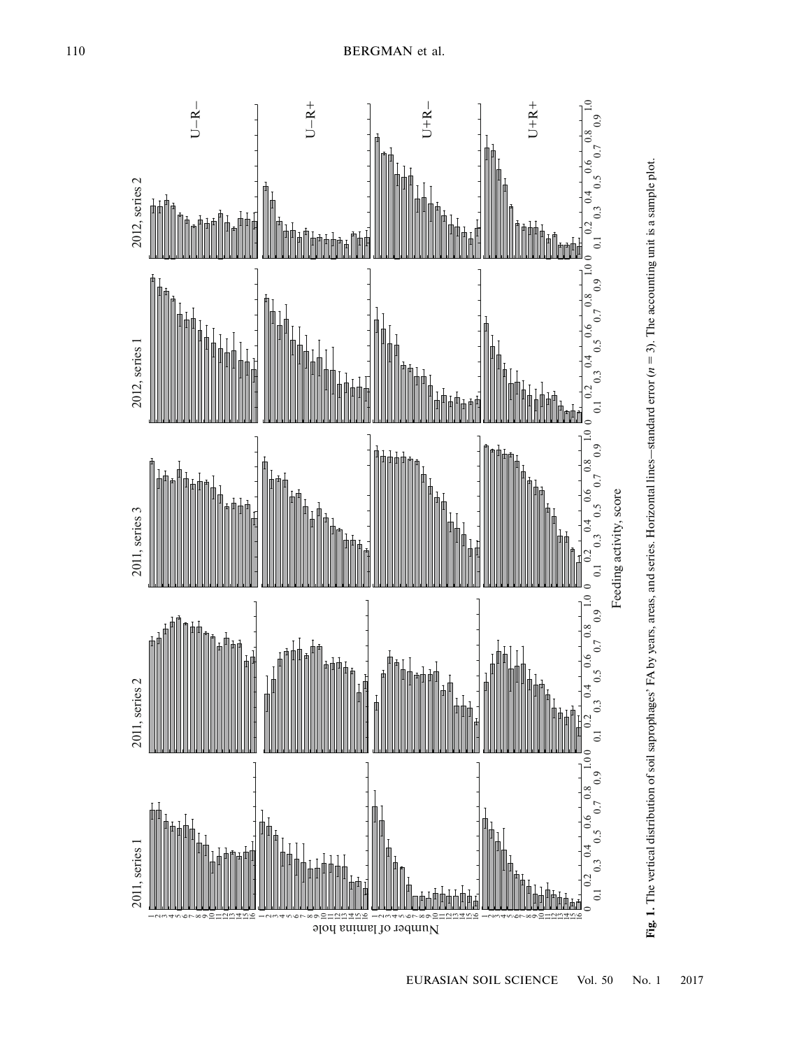**Fig. 1.** The vertical distribution of soil saprophages' FA by years, areas, and series. Horizontal lines—standard error ($n = 3$). The accounting unit is a sample plot.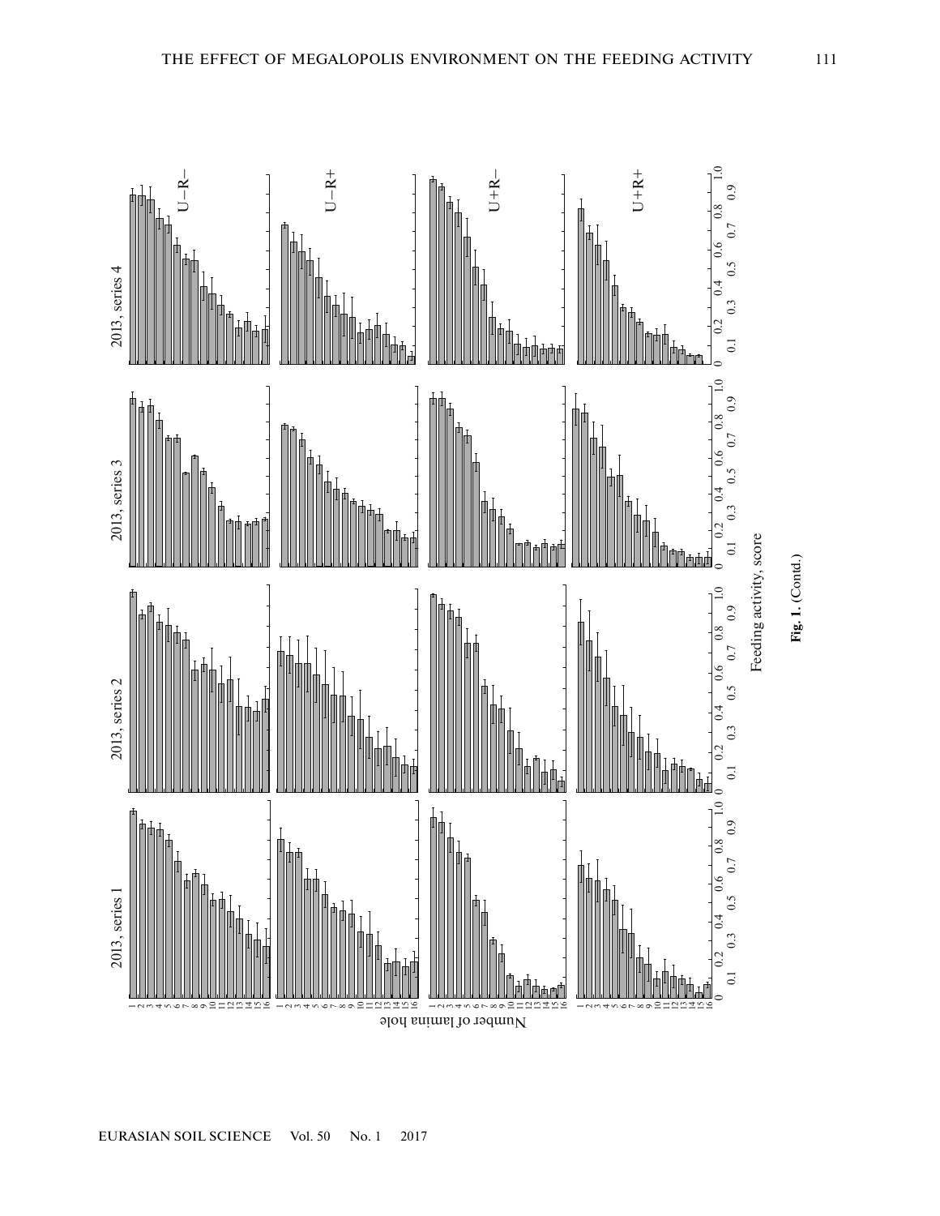Fig. 1. (Contd.)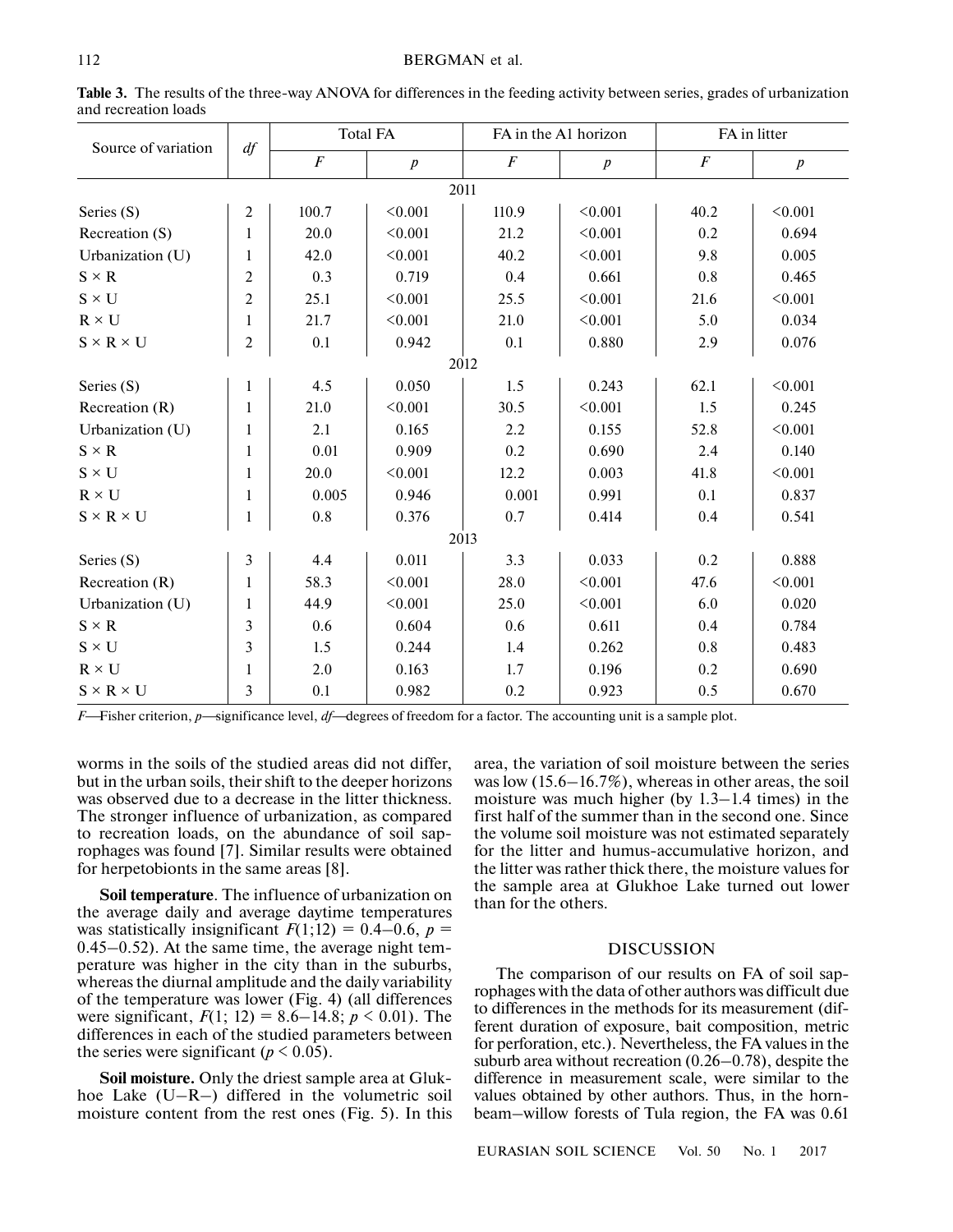**Table 3.** The results of the three-way ANOVA for differences in the feeding activity between series, grades of urbanization and recreation loads

| Source of variation | *df* | Total FA | | FA in the A1 horizon | | FA in litter | |
|---|---|---|---|---|---|---|---|
| | | *F* | *p* | *F* | *p* | *F* | *p* |
| **2011** | | | | | | | |
| Series (S) | 2 | 100.7 | <0.001 | 110.9 | <0.001 | 40.2 | <0.001 |
| Recreation (S) | 1 | 20.0 | <0.001 | 21.2 | <0.001 | 0.2 | 0.694 |
| Urbanization (U) | 1 | 42.0 | <0.001 | 40.2 | <0.001 | 9.8 | 0.005 |
| S × R | 2 | 0.3 | 0.719 | 0.4 | 0.661 | 0.8 | 0.465 |
| S × U | 2 | 25.1 | <0.001 | 25.5 | <0.001 | 21.6 | <0.001 |
| R × U | 1 | 21.7 | <0.001 | 21.0 | <0.001 | 5.0 | 0.034 |
| S × R × U | 2 | 0.1 | 0.942 | 0.1 | 0.880 | 2.9 | 0.076 |
| **2012** | | | | | | | |
| Series (S) | 1 | 4.5 | 0.050 | 1.5 | 0.243 | 62.1 | <0.001 |
| Recreation (R) | 1 | 21.0 | <0.001 | 30.5 | <0.001 | 1.5 | 0.245 |
| Urbanization (U) | 1 | 2.1 | 0.165 | 2.2 | 0.155 | 52.8 | <0.001 |
| S × R | 1 | 0.01 | 0.909 | 0.2 | 0.690 | 2.4 | 0.140 |
| S × U | 1 | 20.0 | <0.001 | 12.2 | 0.003 | 41.8 | <0.001 |
| R × U | 1 | 0.005 | 0.946 | 0.001 | 0.991 | 0.1 | 0.837 |
| S × R × U | 1 | 0.8 | 0.376 | 0.7 | 0.414 | 0.4 | 0.541 |
| **2013** | | | | | | | |
| Series (S) | 3 | 4.4 | 0.011 | 3.3 | 0.033 | 0.2 | 0.888 |
| Recreation (R) | 1 | 58.3 | <0.001 | 28.0 | <0.001 | 47.6 | <0.001 |
| Urbanization (U) | 1 | 44.9 | <0.001 | 25.0 | <0.001 | 6.0 | 0.020 |
| S × R | 3 | 0.6 | 0.604 | 0.6 | 0.611 | 0.4 | 0.784 |
| S × U | 3 | 1.5 | 0.244 | 1.4 | 0.262 | 0.8 | 0.483 |
| R × U | 1 | 2.0 | 0.163 | 1.7 | 0.196 | 0.2 | 0.690 |
| S × R × U | 3 | 0.1 | 0.982 | 0.2 | 0.923 | 0.5 | 0.670 |

*F*—Fisher criterion, *p*—significance level, *df*—degrees of freedom for a factor. The accounting unit is a sample plot.

worms in the soils of the studied areas did not differ, but in the urban soils, their shift to the deeper horizons was observed due to a decrease in the litter thickness. The stronger influence of urbanization, as compared to recreation loads, on the abundance of soil saprophages was found [7]. Similar results were obtained for herpetobionts in the same areas [8].

**Soil temperature**. The influence of urbanization on the average daily and average daytime temperatures was statistically insignificant $F(1;12) = 0.4–0.6$, $p = 0.45–0.52$). At the same time, the average night temperature was higher in the city than in the suburbs, whereas the diurnal amplitude and the daily variability of the temperature was lower (Fig. 4) (all differences were significant, $F(1;12) = 8.6–14.8$; $p < 0.01$). The differences in each of the studied parameters between the series were significant ($p < 0.05$).

**Soil moisture.** Only the driest sample area at Glukhoe Lake (U–R–) differed in the volumetric soil moisture content from the rest ones (Fig. 5). In this area, the variation of soil moisture between the series was low (15.6–16.7%), whereas in other areas, the soil moisture was much higher (by 1.3–1.4 times) in the first half of the summer than in the second one. Since the volume soil moisture was not estimated separately for the litter and humus-accumulative horizon, and the litter was rather thick there, the moisture values for the sample area at Glukhoe Lake turned out lower than for the others.

## DISCUSSION

The comparison of our results on FA of soil saprophages with the data of other authors was difficult due to differences in the methods for its measurement (different duration of exposure, bait composition, metric for perforation, etc.). Nevertheless, the FA values in the suburb area without recreation (0.26–0.78), despite the difference in measurement scale, were similar to the values obtained by other authors. Thus, in the hornbeam–willow forests of Tula region, the FA was 0.61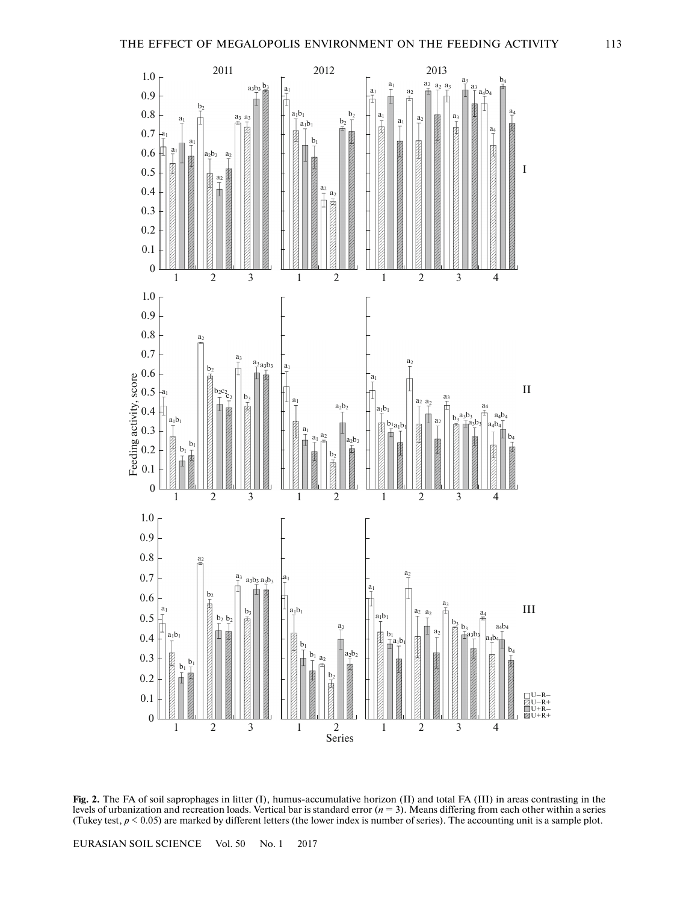**Fig. 2.** The FA of soil saprophages in litter (I), humus-accumulative horizon (II) and total FA (III) in areas contrasting in the levels of urbanization and recreation loads. Vertical bar is standard error ($n = 3$). Means differing from each other within a series (Tukey test, $p < 0.05$) are marked by different letters (the lower index is number of series). The accounting unit is a sample plot.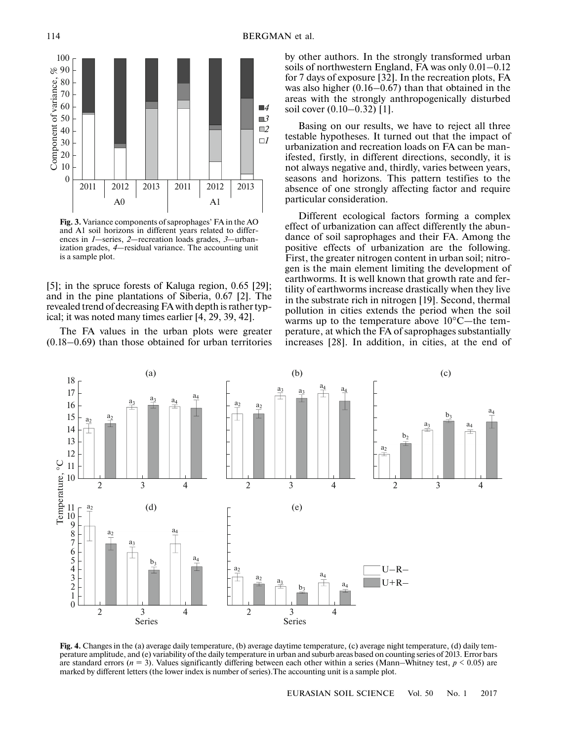**Fig. 3.** Variance components of saprophages' FA in the AO and A1 soil horizons in different years related to differences in *1*—series, *2*—recreation loads grades, *3*—urbanization grades, *4*—residual variance. The accounting unit is a sample plot.

[5]; in the spruce forests of Kaluga region, 0.65 [29]; and in the pine plantations of Siberia, 0.67 [2]. The revealed trend of decreasing FA with depth is rather typical; it was noted many times earlier [4, 29, 39, 42].

The FA values in the urban plots were greater (0.18–0.69) than those obtained for urban territories by other authors. In the strongly transformed urban soils of northwestern England, FA was only 0.01–0.12 for 7 days of exposure [32]. In the recreation plots, FA was also higher (0.16–0.67) than that obtained in the areas with the strongly anthropogenically disturbed soil cover (0.10–0.32) [1].

Basing on our results, we have to reject all three testable hypotheses. It turned out that the impact of urbanization and recreation loads on FA can be manifested, firstly, in different directions, secondly, it is not always negative and, thirdly, varies between years, seasons and horizons. This pattern testifies to the absence of one strongly affecting factor and require particular consideration.

Different ecological factors forming a complex effect of urbanization can affect differently the abundance of soil saprophages and their FA. Among the positive effects of urbanization are the following. First, the greater nitrogen content in urban soil; nitrogen is the main element limiting the development of earthworms. It is well known that growth rate and fertility of earthworms increase drastically when they live in the substrate rich in nitrogen [19]. Second, thermal pollution in cities extends the period when the soil warms up to the temperature above 10°C—the temperature, at which the FA of saprophages substantially increases [28]. In addition, in cities, at the end of

**Fig. 4.** Changes in the (a) average daily temperature, (b) average daytime temperature, (c) average night temperature, (d) daily temperature amplitude, and (e) variability of the daily temperature in urban and suburb areas based on counting series of 2013. Error bars are standard errors ($n = 3$). Values significantly differing between each other within a series (Mann–Whitney test, $p < 0.05$) are marked by different letters (the lower index is number of series). The accounting unit is a sample plot.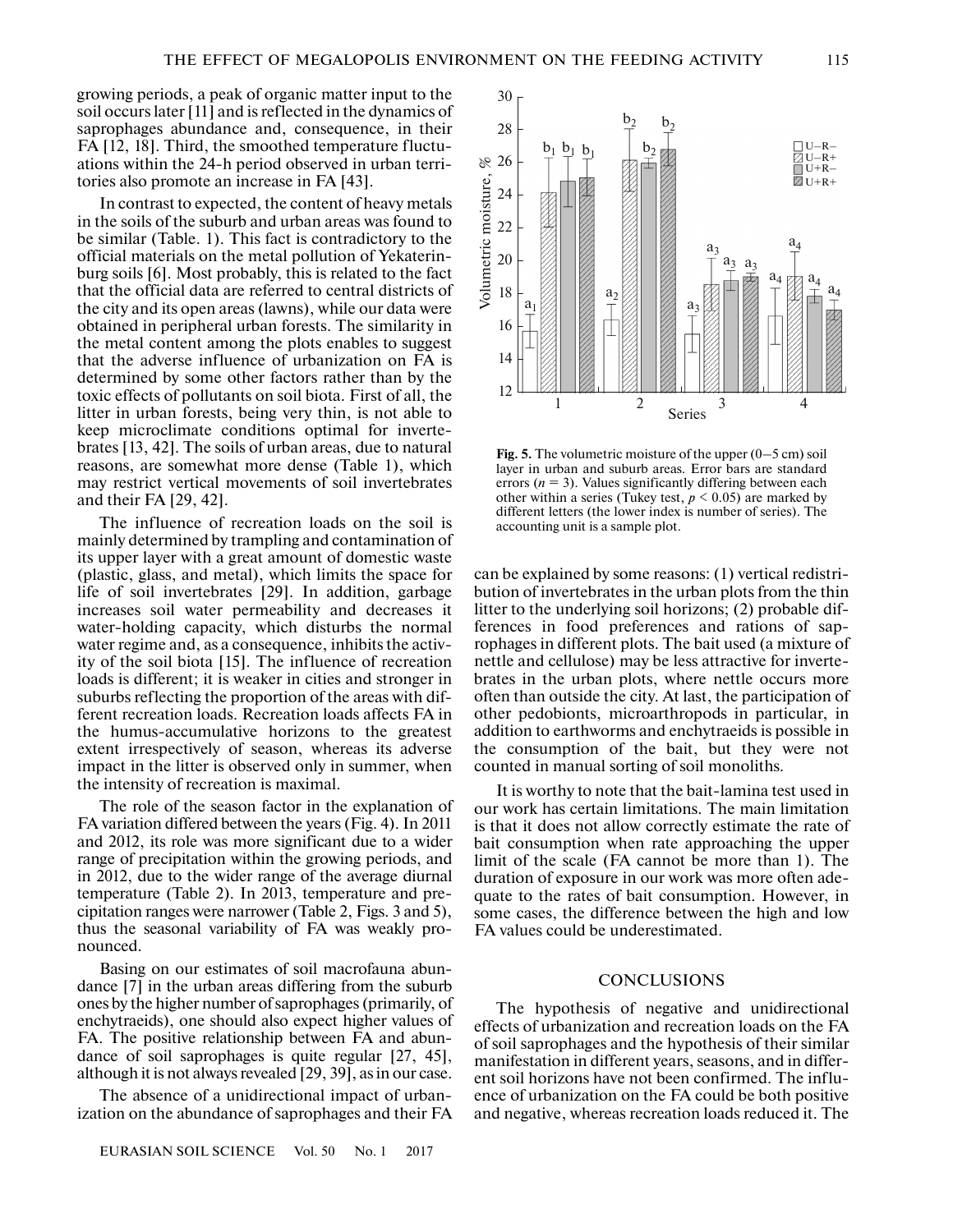growing periods, a peak of organic matter input to the soil occurs later [11] and is reflected in the dynamics of saprophages abundance and, consequence, in their FA [12, 18]. Third, the smoothed temperature fluctuations within the 24-h period observed in urban territories also promote an increase in FA [43].

In contrast to expected, the content of heavy metals in the soils of the suburb and urban areas was found to be similar (Table. 1). This fact is contradictory to the official materials on the metal pollution of Yekaterinburg soils [6]. Most probably, this is related to the fact that the official data are referred to central districts of the city and its open areas (lawns), while our data were obtained in peripheral urban forests. The similarity in the metal content among the plots enables to suggest that the adverse influence of urbanization on FA is determined by some other factors rather than by the toxic effects of pollutants on soil biota. First of all, the litter in urban forests, being very thin, is not able to keep microclimate conditions optimal for invertebrates [13, 42]. The soils of urban areas, due to natural reasons, are somewhat more dense (Table 1), which may restrict vertical movements of soil invertebrates and their FA [29, 42].

The influence of recreation loads on the soil is mainly determined by trampling and contamination of its upper layer with a great amount of domestic waste (plastic, glass, and metal), which limits the space for life of soil invertebrates [29]. In addition, garbage increases soil water permeability and decreases it water-holding capacity, which disturbs the normal water regime and, as a consequence, inhibits the activity of the soil biota [15]. The influence of recreation loads is different; it is weaker in cities and stronger in suburbs reflecting the proportion of the areas with different recreation loads. Recreation loads affects FA in the humus-accumulative horizons to the greatest extent irrespectively of season, whereas its adverse impact in the litter is observed only in summer, when the intensity of recreation is maximal.

The role of the season factor in the explanation of FA variation differed between the years (Fig. 4). In 2011 and 2012, its role was more significant due to a wider range of precipitation within the growing periods, and in 2012, due to the wider range of the average diurnal temperature (Table 2). In 2013, temperature and precipitation ranges were narrower (Table 2, Figs. 3 and 5), thus the seasonal variability of FA was weakly pronounced.

Basing on our estimates of soil macrofauna abundance [7] in the urban areas differing from the suburb ones by the higher number of saprophages (primarily, of enchytraeids), one should also expect higher values of FA. The positive relationship between FA and abundance of soil saprophages is quite regular [27, 45], although it is not always revealed [29, 39], as in our case.

The absence of a unidirectional impact of urbanization on the abundance of saprophages and their FA can be explained by some reasons: (1) vertical redistribution of invertebrates in the urban plots from the thin litter to the underlying soil horizons; (2) probable differences in food preferences and rations of saprophages in different plots. The bait used (a mixture of nettle and cellulose) may be less attractive for invertebrates in the urban plots, where nettle occurs more often than outside the city. At last, the participation of other pedobionts, microarthropods in particular, in addition to earthworms and enchytraeids is possible in the consumption of the bait, but they were not counted in manual sorting of soil monoliths.

It is worthy to note that the bait-lamina test used in our work has certain limitations. The main limitation is that it does not allow correctly estimate the rate of bait consumption when rate approaching the upper limit of the scale (FA cannot be more than 1). The duration of exposure in our work was more often adequate to the rates of bait consumption. However, in some cases, the difference between the high and low FA values could be underestimated.

**Fig. 5.** The volumetric moisture of the upper (0–5 cm) soil layer in urban and suburb areas. Error bars are standard errors ($n = 3$). Values significantly differing between each other within a series (Tukey test, $p < 0.05$) are marked by different letters (the lower index is number of series). The accounting unit is a sample plot.

## CONCLUSIONS

The hypothesis of negative and unidirectional effects of urbanization and recreation loads on the FA of soil saprophages and the hypothesis of their similar manifestation in different years, seasons, and in different soil horizons have not been confirmed. The influence of urbanization on the FA could be both positive and negative, whereas recreation loads reduced it. The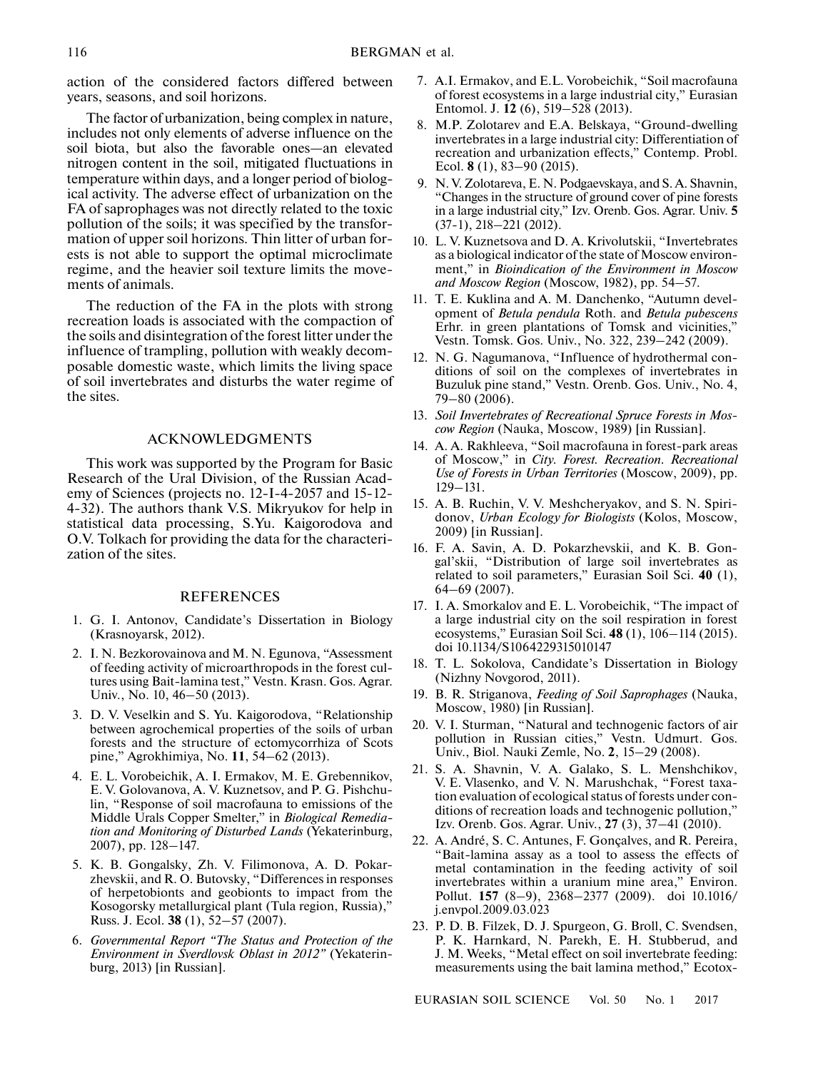action of the considered factors differed between years, seasons, and soil horizons.

The factor of urbanization, being complex in nature, includes not only elements of adverse influence on the soil biota, but also the favorable ones—an elevated nitrogen content in the soil, mitigated fluctuations in temperature within days, and a longer period of biological activity. The adverse effect of urbanization on the FA of saprophages was not directly related to the toxic pollution of the soils; it was specified by the transformation of upper soil horizons. Thin litter of urban forests is not able to support the optimal microclimate regime, and the heavier soil texture limits the movements of animals.

The reduction of the FA in the plots with strong recreation loads is associated with the compaction of the soils and disintegration of the forest litter under the influence of trampling, pollution with weakly decomposable domestic waste, which limits the living space of soil invertebrates and disturbs the water regime of the sites.

## ACKNOWLEDGMENTS

This work was supported by the Program for Basic Research of the Ural Division, of the Russian Academy of Sciences (projects no. 12-I-4-2057 and 15-12-4-32). The authors thank V.S. Mikryukov for help in statistical data processing, S.Yu. Kaigorodova and O.V. Tolkach for providing the data for the characterization of the sites.

## REFERENCES

1. G. I. Antonov, Candidate's Dissertation in Biology (Krasnoyarsk, 2012).
2. I. N. Bezkorovainova and M. N. Egunova, "Assessment of feeding activity of microarthropods in the forest cultures using Bait-lamina test," Vestn. Krasn. Gos. Agrar. Univ., No. 10, 46–50 (2013).
3. D. V. Veselkin and S. Yu. Kaigorodova, "Relationship between agrochemical properties of the soils of urban forests and the structure of ectomycorrhiza of Scots pine," Agrokhimiya, No. **11**, 54–62 (2013).
4. E. L. Vorobeichik, A. I. Ermakov, M. E. Grebennikov, E. V. Golovanova, A. V. Kuznetsov, and P. G. Pishchulin, "Response of soil macrofauna to emissions of the Middle Urals Copper Smelter," in *Biological Remediation and Monitoring of Disturbed Lands* (Yekaterinburg, 2007), pp. 128–147.
5. K. B. Gongalsky, Zh. V. Filimonova, A. D. Pokarzhevskii, and R. O. Butovsky, "Differences in responses of herpetobionts and geobionts to impact from the Kosogorsky metallurgical plant (Tula region, Russia)," Russ. J. Ecol. **38** (1), 52–57 (2007).
6. *Governmental Report "The Status and Protection of the Environment in Sverdlovsk Oblast in 2012"* (Yekaterinburg, 2013) [in Russian].
7. A.I. Ermakov, and E.L. Vorobeichik, "Soil macrofauna of forest ecosystems in a large industrial city," Eurasian Entomol. J. **12** (6), 519–528 (2013).
8. M.P. Zolotarev and E.A. Belskaya, "Ground-dwelling invertebrates in a large industrial city: Differentiation of recreation and urbanization effects," Contemp. Probl. Ecol. **8** (1), 83–90 (2015).
9. N. V. Zolotareva, E. N. Podgaevskaya, and S. A. Shavnin, "Changes in the structure of ground cover of pine forests in a large industrial city," Izv. Orenb. Gos. Agrar. Univ. **5** (37-1), 218–221 (2012).
10. L. V. Kuznetsova and D. A. Krivolutskii, "Invertebrates as a biological indicator of the state of Moscow environment," in *Bioindication of the Environment in Moscow and Moscow Region* (Moscow, 1982), pp. 54–57.
11. T. E. Kuklina and A. M. Danchenko, "Autumn development of *Betula pendula* Roth. and *Betula pubescens* Erhr. in green plantations of Tomsk and vicinities," Vestn. Tomsk. Gos. Univ., No. 322, 239–242 (2009).
12. N. G. Nagumanova, "Influence of hydrothermal conditions of soil on the complexes of invertebrates in Buzuluk pine stand," Vestn. Orenb. Gos. Univ., No. 4, 79–80 (2006).
13. *Soil Invertebrates of Recreational Spruce Forests in Moscow Region* (Nauka, Moscow, 1989) [in Russian].
14. A. A. Rakhleeva, "Soil macrofauna in forest-park areas of Moscow," in *City. Forest. Recreation. Recreational Use of Forests in Urban Territories* (Moscow, 2009), pp. 129–131.
15. A. B. Ruchin, V. V. Meshcheryakov, and S. N. Spiridonov, *Urban Ecology for Biologists* (Kolos, Moscow, 2009) [in Russian].
16. F. A. Savin, A. D. Pokarzhevskii, and K. B. Gongal'skii, "Distribution of large soil invertebrates as related to soil parameters," Eurasian Soil Sci. **40** (1), 64–69 (2007).
17. I. A. Smorkalov and E. L. Vorobeichik, "The impact of a large industrial city on the soil respiration in forest ecosystems," Eurasian Soil Sci. **48** (1), 106–114 (2015). doi 10.1134/S1064229315010147
18. T. L. Sokolova, Candidate's Dissertation in Biology (Nizhny Novgorod, 2011).
19. B. R. Striganova, *Feeding of Soil Saprophages* (Nauka, Moscow, 1980) [in Russian].
20. V. I. Sturman, "Natural and technogenic factors of air pollution in Russian cities," Vestn. Udmurt. Gos. Univ., Biol. Nauki Zemle, No. **2**, 15–29 (2008).
21. S. A. Shavnin, V. A. Galako, S. L. Menshchikov, V. E. Vlasenko, and V. N. Marushchak, "Forest taxation evaluation of ecological status of forests under conditions of recreation loads and technogenic pollution," Izv. Orenb. Gos. Agrar. Univ., **27** (3), 37–41 (2010).
22. A. André, S. C. Antunes, F. Gonçalves, and R. Pereira, "Bait-lamina assay as a tool to assess the effects of metal contamination in the feeding activity of soil invertebrates within a uranium mine area," Environ. Pollut. **157** (8–9), 2368–2377 (2009). doi 10.1016/j.envpol.2009.03.023
23. P. D. B. Filzek, D. J. Spurgeon, G. Broll, C. Svendsen, P. K. Harnkard, N. Parekh, E. H. Stubberud, and J. M. Weeks, "Metal effect on soil invertebrate feeding: measurements using the bait lamina method," Ecotox-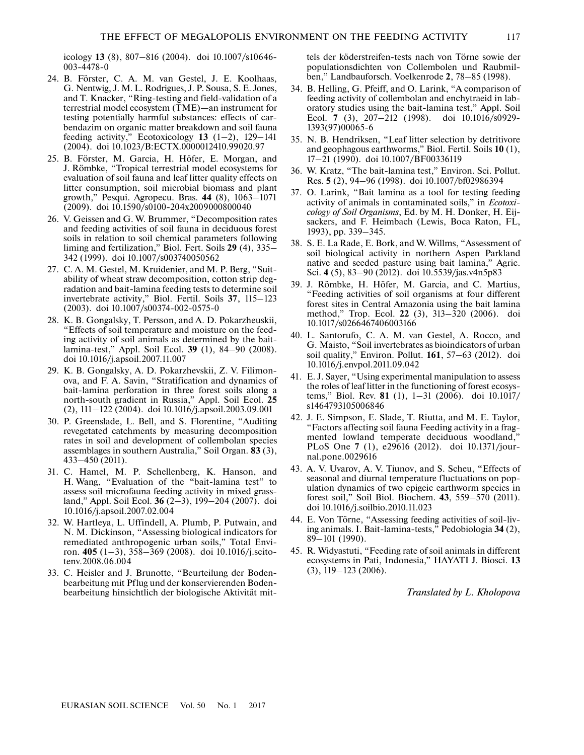icology **13** (8), 807–816 (2004). doi 10.1007/s10646-003-4478-0

24. B. Förster, C. A. M. van Gestel, J. E. Koolhaas, G. Nentwig, J. M. L. Rodrigues, J. P. Sousa, S. E. Jones, and T. Knacker, "Ring-testing and field-validation of a terrestrial model ecosystem (TME)—an instrument for testing potentially harmful substances: effects of carbendazim on organic matter breakdown and soil fauna feeding activity," Ecotoxicology **13** (1–2), 129–141 (2004). doi 10.1023/B:ECTX.0000012410.99020.97
25. B. Förster, M. Garcia, H. Höfer, E. Morgan, and J. Römbke, "Tropical terrestrial model ecosystems for evaluation of soil fauna and leaf litter quality effects on litter consumption, soil microbial biomass and plant growth," Pesqui. Agropecu. Bras. **44** (8), 1063–1071 (2009). doi 10.1590/s0100-204x2009000800040
26. V. Geissen and G. W. Brummer, "Decomposition rates and feeding activities of soil fauna in deciduous forest soils in relation to soil chemical parameters following liming and fertilization," Biol. Fert. Soils **29** (4), 335–342 (1999). doi 10.1007/s003740050562
27. C. A. M. Gestel, M. Kruidenier, and M. P. Berg, "Suitability of wheat straw decomposition, cotton strip degradation and bait-lamina feeding tests to determine soil invertebrate activity," Biol. Fertil. Soils **37**, 115–123 (2003). doi 10.1007/s00374-002-0575-0
28. K. B. Gongalsky, T. Persson, and A. D. Pokarzheuskii, "Effects of soil temperature and moisture on the feeding activity of soil animals as determined by the bait-lamina-test," Appl. Soil Ecol. **39** (1), 84–90 (2008). doi 10.1016/j.apsoil.2007.11.007
29. K. B. Gongalsky, A. D. Pokarzhevskii, Z. V. Filimonova, and F. A. Savin, "Stratification and dynamics of bait-lamina perforation in three forest soils along a north-south gradient in Russia," Appl. Soil Ecol. **25** (2), 111–122 (2004). doi 10.1016/j.apsoil.2003.09.001
30. P. Greenslade, L. Bell, and S. Florentine, "Auditing revegetated catchments by measuring decomposition rates in soil and development of collembolan species assemblages in southern Australia," Soil Organ. **83** (3), 433–450 (2011).
31. C. Hamel, M. P. Schellenberg, K. Hanson, and H. Wang, "Evaluation of the "bait-lamina test" to assess soil microfauna feeding activity in mixed grassland," Appl. Soil Ecol. **36** (2–3), 199–204 (2007). doi 10.1016/j.apsoil.2007.02.004
32. W. Hartleya, L. Uffindell, A. Plumb, P. Putwain, and N. M. Dickinson, "Assessing biological indicators for remediated anthropogenic urban soils," Total Environ. **405** (1–3), 358–369 (2008). doi 10.1016/j.scitotenv.2008.06.004
33. C. Heisler and J. Brunotte, "Beurteilung der Bodenbearbeitung mit Pflug und der konservierenden Bodenbearbeitung hinsichtlich der biologische Aktivität mittels der köderstreifen-tests nach von Törne sowie der populationsdichten von Collembolen und Raubmilben," Landbauforsch. Voelkenrode **2**, 78–85 (1998).
34. B. Helling, G. Pfeiff, and O. Larink, "A comparison of feeding activity of collembolan and enchytraeid in laboratory studies using the bait-lamina test," Appl. Soil Ecol. **7** (3), 207–212 (1998). doi 10.1016/s0929-1393(97)00065-6
35. N. B. Hendriksen, "Leaf litter selection by detritivore and geophagous earthworms," Biol. Fertil. Soils **10** (1), 17–21 (1990). doi 10.1007/BF00336119
36. W. Kratz, "The bait-lamina test," Environ. Sci. Pollut. Res. **5** (2), 94–96 (1998). doi 10.1007/bf02986394
37. O. Larink, "Bait lamina as a tool for testing feeding activity of animals in contaminated soils," in *Ecotoxicology of Soil Organisms*, Ed. by M. H. Donker, H. Eijsackers, and F. Heimbach (Lewis, Boca Raton, FL, 1993), pp. 339–345.
38. S. E. La Rade, E. Bork, and W. Willms, "Assessment of soil biological activity in northern Aspen Parkland native and seeded pasture using bait lamina," Agric. Sci. **4** (5), 83–90 (2012). doi 10.5539/jas.v4n5p83
39. J. Römbke, H. Höfer, M. Garcia, and C. Martius, "Feeding activities of soil organisms at four different forest sites in Central Amazonia using the bait lamina method," Trop. Ecol. **22** (3), 313–320 (2006). doi 10.1017/s0266467406003166
40. L. Santorufo, C. A. M. van Gestel, A. Rocco, and G. Maisto, "Soil invertebrates as bioindicators of urban soil quality," Environ. Pollut. **161**, 57–63 (2012). doi 10.1016/j.envpol.2011.09.042
41. E. J. Sayer, "Using experimental manipulation to assess the roles of leaf litter in the functioning of forest ecosystems," Biol. Rev. **81** (1), 1–31 (2006). doi 10.1017/s1464793105006846
42. J. E. Simpson, E. Slade, T. Riutta, and M. E. Taylor, "Factors affecting soil fauna Feeding activity in a fragmented lowland temperate deciduous woodland," PLoS One **7** (1), e29616 (2012). doi 10.1371/journal.pone.0029616
43. A. V. Uvarov, A. V. Tiunov, and S. Scheu, "Effects of seasonal and diurnal temperature fluctuations on population dynamics of two epigeic earthworm species in forest soil," Soil Biol. Biochem. **43**, 559–570 (2011). doi 10.1016/j.soilbio.2010.11.023
44. E. Von Törne, "Assessing feeding activities of soil-living animals. I. Bait-lamina-tests," Pedobiologia **34** (2), 89–101 (1990).
45. R. Widyastuti, "Feeding rate of soil animals in different ecosystems in Pati, Indonesia," HAYATI J. Biosci. **13** (3), 119–123 (2006).

*Translated by L. Kholopova*